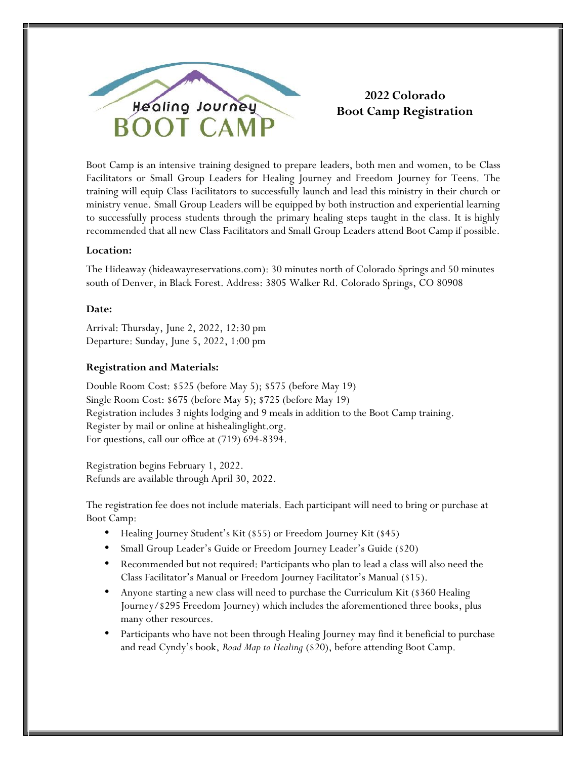Healing Journey

BOOT CAMP

## 2022 Colorado Boot Camp Registration

Boot Camp is an intensive training designed to prepare leaders, both men and women, to be Class Facilitators or Small Group Leaders for Healing Journey and Freedom Journey for Teens. The training will equip Class Facilitators to successfully launch and lead this ministry in their church or ministry venue. Small Group Leaders will be equipped by both instruction and experiential learning to successfully process students through the primary healing steps taught in the class. It is highly recommended that all new Class Facilitators and Small Group Leaders attend Boot Camp if possible.

**Location:**

The Hideaway (hideawayreservations.com): 30 minutes north of Colorado Springs and 50 minutes south of Denver, in Black Forest. Address: 3805 Walker Rd. Colorado Springs, CO 80908

**Date:**

Arrival: Thursday, June 2, 2022, 12:30 pm
Departure: Sunday, June 5, 2022, 1:00 pm

**Registration and Materials:**

Double Room Cost: $525 (before May 5); $575 (before May 19)
Single Room Cost: $675 (before May 5); $725 (before May 19)
Registration includes 3 nights lodging and 9 meals in addition to the Boot Camp training.
Register by mail or online at hishealinglight.org.
For questions, call our office at (719) 694-8394.

Registration begins February 1, 2022.
Refunds are available through April 30, 2022.

The registration fee does not include materials. Each participant will need to bring or purchase at Boot Camp:

- Healing Journey Student's Kit ($55) or Freedom Journey Kit ($45)
- Small Group Leader's Guide or Freedom Journey Leader's Guide ($20)
- Recommended but not required: Participants who plan to lead a class will also need the Class Facilitator's Manual or Freedom Journey Facilitator's Manual ($15).
- Anyone starting a new class will need to purchase the Curriculum Kit ($360 Healing Journey/$295 Freedom Journey) which includes the aforementioned three books, plus many other resources.
- Participants who have not been through Healing Journey may find it beneficial to purchase and read Cyndy's book, *Road Map to Healing* ($20), before attending Boot Camp.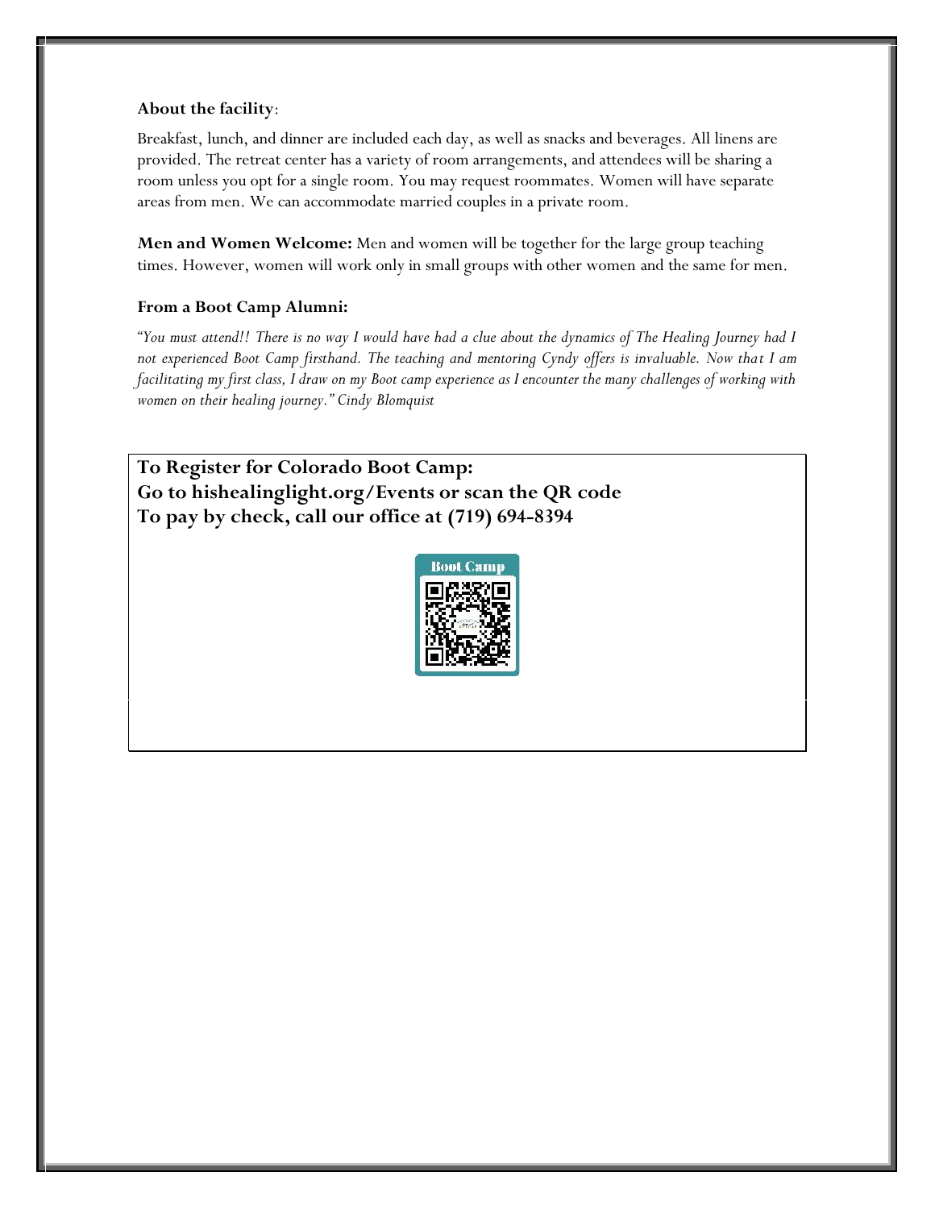**About the facility**:

Breakfast, lunch, and dinner are included each day, as well as snacks and beverages. All linens are provided. The retreat center has a variety of room arrangements, and attendees will be sharing a room unless you opt for a single room. You may request roommates. Women will have separate areas from men. We can accommodate married couples in a private room.

**Men and Women Welcome:** Men and women will be together for the large group teaching times. However, women will work only in small groups with other women and the same for men.

**From a Boot Camp Alumni:**

*"You must attend!! There is no way I would have had a clue about the dynamics of The Healing Journey had I not experienced Boot Camp firsthand. The teaching and mentoring Cyndy offers is invaluable. Now that I am facilitating my first class, I draw on my Boot camp experience as I encounter the many challenges of working with women on their healing journey." Cindy Blomquist*

**To Register for Colorado Boot Camp:**
**Go to hishealinglight.org/Events or scan the QR code**
**To pay by check, call our office at (719) 694-8394**